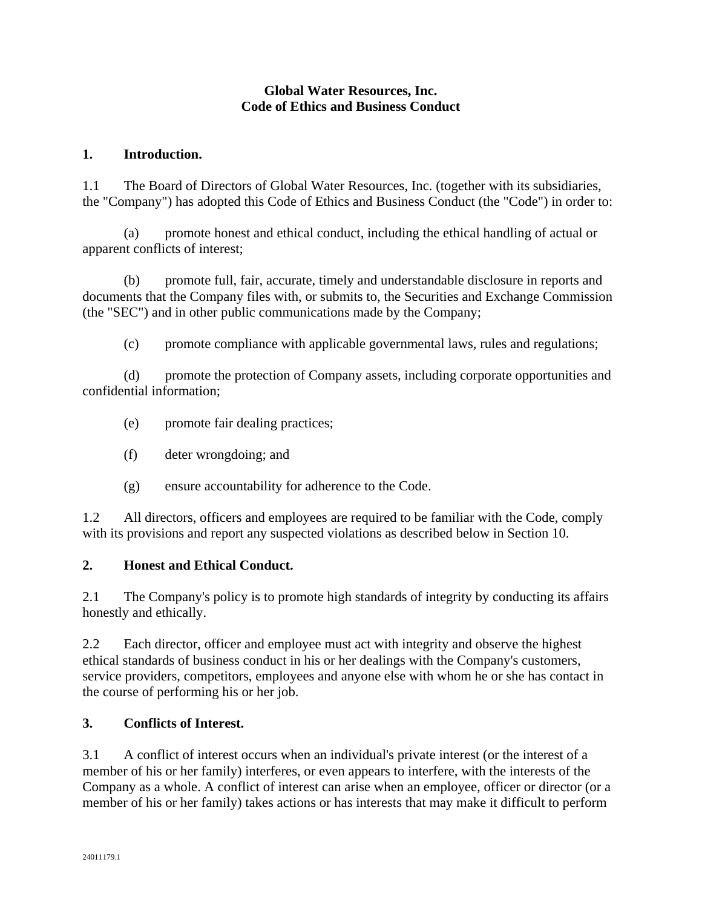# Global Water Resources, Inc.
# Code of Ethics and Business Conduct

## 1. Introduction.

1.1 The Board of Directors of Global Water Resources, Inc. (together with its subsidiaries, the "Company") has adopted this Code of Ethics and Business Conduct (the "Code") in order to:

(a) promote honest and ethical conduct, including the ethical handling of actual or apparent conflicts of interest;

(b) promote full, fair, accurate, timely and understandable disclosure in reports and documents that the Company files with, or submits to, the Securities and Exchange Commission (the "SEC") and in other public communications made by the Company;

(c) promote compliance with applicable governmental laws, rules and regulations;

(d) promote the protection of Company assets, including corporate opportunities and confidential information;

(e) promote fair dealing practices;

(f) deter wrongdoing; and

(g) ensure accountability for adherence to the Code.

1.2 All directors, officers and employees are required to be familiar with the Code, comply with its provisions and report any suspected violations as described below in Section 10.

## 2. Honest and Ethical Conduct.

2.1 The Company's policy is to promote high standards of integrity by conducting its affairs honestly and ethically.

2.2 Each director, officer and employee must act with integrity and observe the highest ethical standards of business conduct in his or her dealings with the Company's customers, service providers, competitors, employees and anyone else with whom he or she has contact in the course of performing his or her job.

## 3. Conflicts of Interest.

3.1 A conflict of interest occurs when an individual's private interest (or the interest of a member of his or her family) interferes, or even appears to interfere, with the interests of the Company as a whole. A conflict of interest can arise when an employee, officer or director (or a member of his or her family) takes actions or has interests that may make it difficult to perform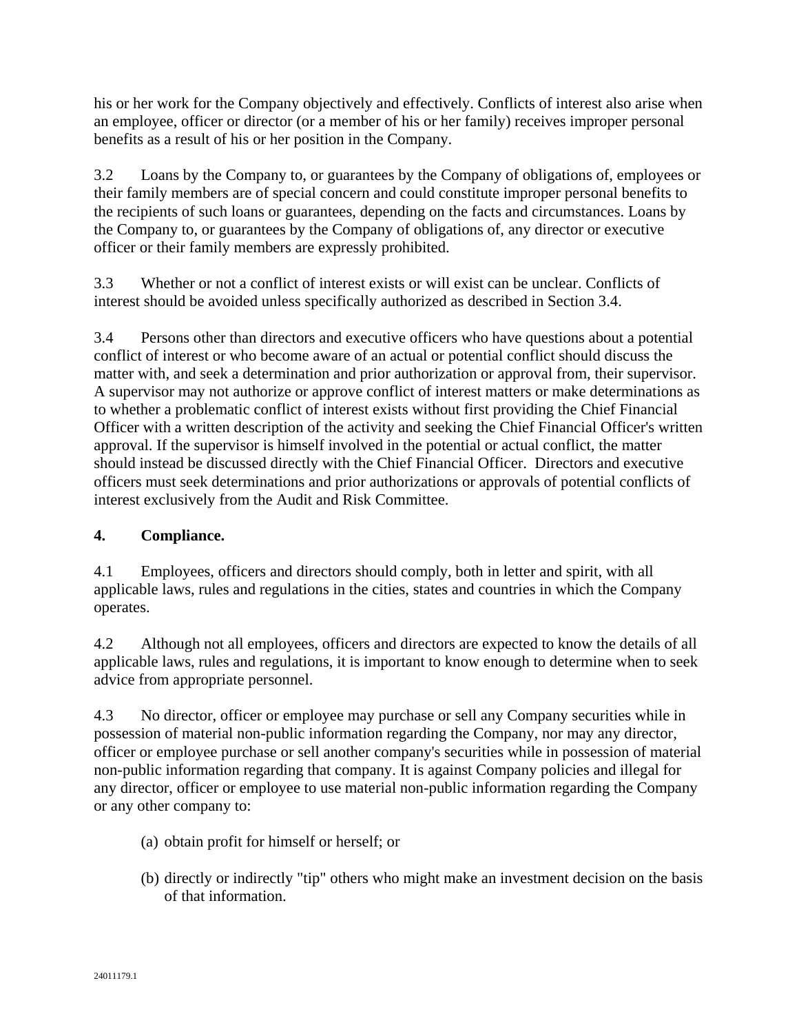his or her work for the Company objectively and effectively. Conflicts of interest also arise when an employee, officer or director (or a member of his or her family) receives improper personal benefits as a result of his or her position in the Company.

3.2 Loans by the Company to, or guarantees by the Company of obligations of, employees or their family members are of special concern and could constitute improper personal benefits to the recipients of such loans or guarantees, depending on the facts and circumstances. Loans by the Company to, or guarantees by the Company of obligations of, any director or executive officer or their family members are expressly prohibited.

3.3 Whether or not a conflict of interest exists or will exist can be unclear. Conflicts of interest should be avoided unless specifically authorized as described in Section 3.4.

3.4 Persons other than directors and executive officers who have questions about a potential conflict of interest or who become aware of an actual or potential conflict should discuss the matter with, and seek a determination and prior authorization or approval from, their supervisor. A supervisor may not authorize or approve conflict of interest matters or make determinations as to whether a problematic conflict of interest exists without first providing the Chief Financial Officer with a written description of the activity and seeking the Chief Financial Officer's written approval. If the supervisor is himself involved in the potential or actual conflict, the matter should instead be discussed directly with the Chief Financial Officer. Directors and executive officers must seek determinations and prior authorizations or approvals of potential conflicts of interest exclusively from the Audit and Risk Committee.

**4. Compliance.**

4.1 Employees, officers and directors should comply, both in letter and spirit, with all applicable laws, rules and regulations in the cities, states and countries in which the Company operates.

4.2 Although not all employees, officers and directors are expected to know the details of all applicable laws, rules and regulations, it is important to know enough to determine when to seek advice from appropriate personnel.

4.3 No director, officer or employee may purchase or sell any Company securities while in possession of material non-public information regarding the Company, nor may any director, officer or employee purchase or sell another company's securities while in possession of material non-public information regarding that company. It is against Company policies and illegal for any director, officer or employee to use material non-public information regarding the Company or any other company to:

(a) obtain profit for himself or herself; or

(b) directly or indirectly "tip" others who might make an investment decision on the basis of that information.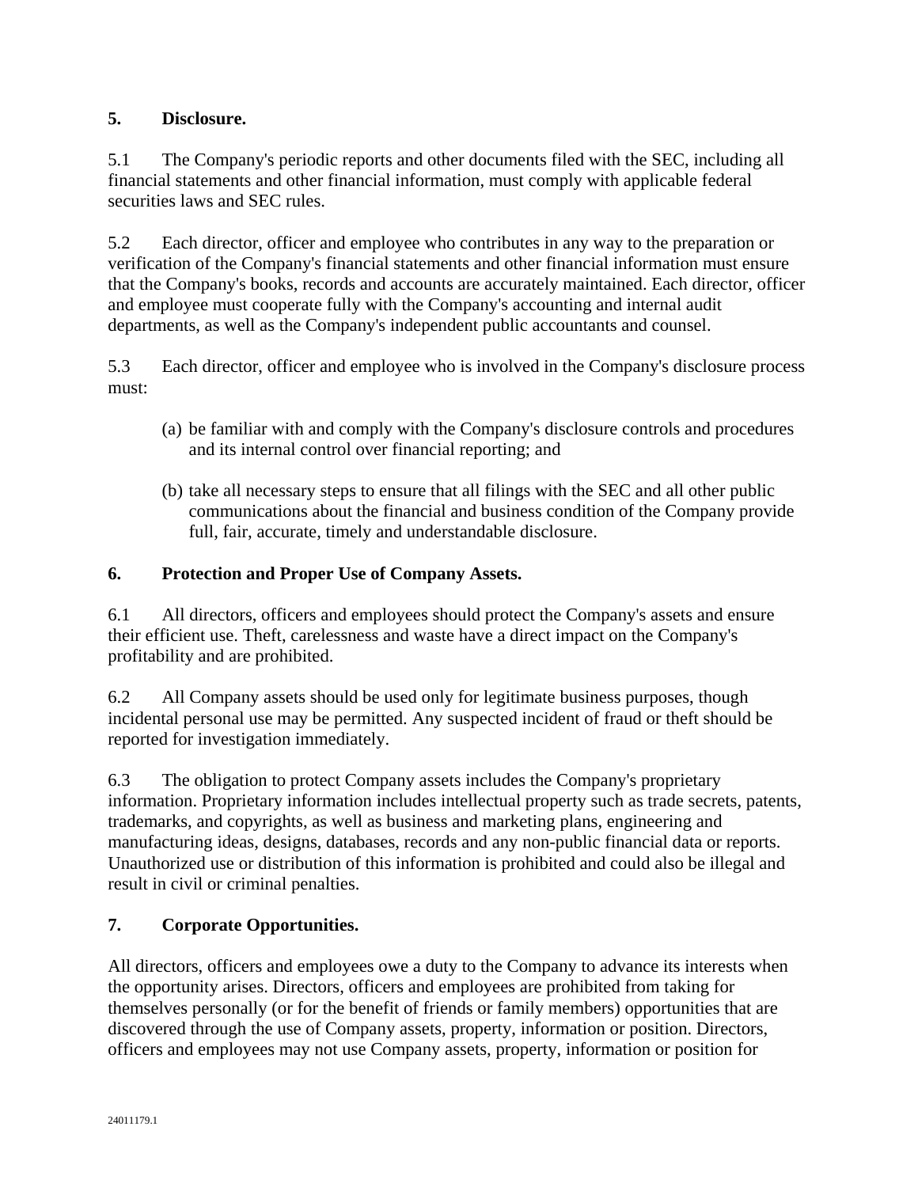## 5. Disclosure.

5.1 The Company's periodic reports and other documents filed with the SEC, including all financial statements and other financial information, must comply with applicable federal securities laws and SEC rules.

5.2 Each director, officer and employee who contributes in any way to the preparation or verification of the Company's financial statements and other financial information must ensure that the Company's books, records and accounts are accurately maintained. Each director, officer and employee must cooperate fully with the Company's accounting and internal audit departments, as well as the Company's independent public accountants and counsel.

5.3 Each director, officer and employee who is involved in the Company's disclosure process must:

(a) be familiar with and comply with the Company's disclosure controls and procedures and its internal control over financial reporting; and

(b) take all necessary steps to ensure that all filings with the SEC and all other public communications about the financial and business condition of the Company provide full, fair, accurate, timely and understandable disclosure.

## 6. Protection and Proper Use of Company Assets.

6.1 All directors, officers and employees should protect the Company's assets and ensure their efficient use. Theft, carelessness and waste have a direct impact on the Company's profitability and are prohibited.

6.2 All Company assets should be used only for legitimate business purposes, though incidental personal use may be permitted. Any suspected incident of fraud or theft should be reported for investigation immediately.

6.3 The obligation to protect Company assets includes the Company's proprietary information. Proprietary information includes intellectual property such as trade secrets, patents, trademarks, and copyrights, as well as business and marketing plans, engineering and manufacturing ideas, designs, databases, records and any non-public financial data or reports. Unauthorized use or distribution of this information is prohibited and could also be illegal and result in civil or criminal penalties.

## 7. Corporate Opportunities.

All directors, officers and employees owe a duty to the Company to advance its interests when the opportunity arises. Directors, officers and employees are prohibited from taking for themselves personally (or for the benefit of friends or family members) opportunities that are discovered through the use of Company assets, property, information or position. Directors, officers and employees may not use Company assets, property, information or position for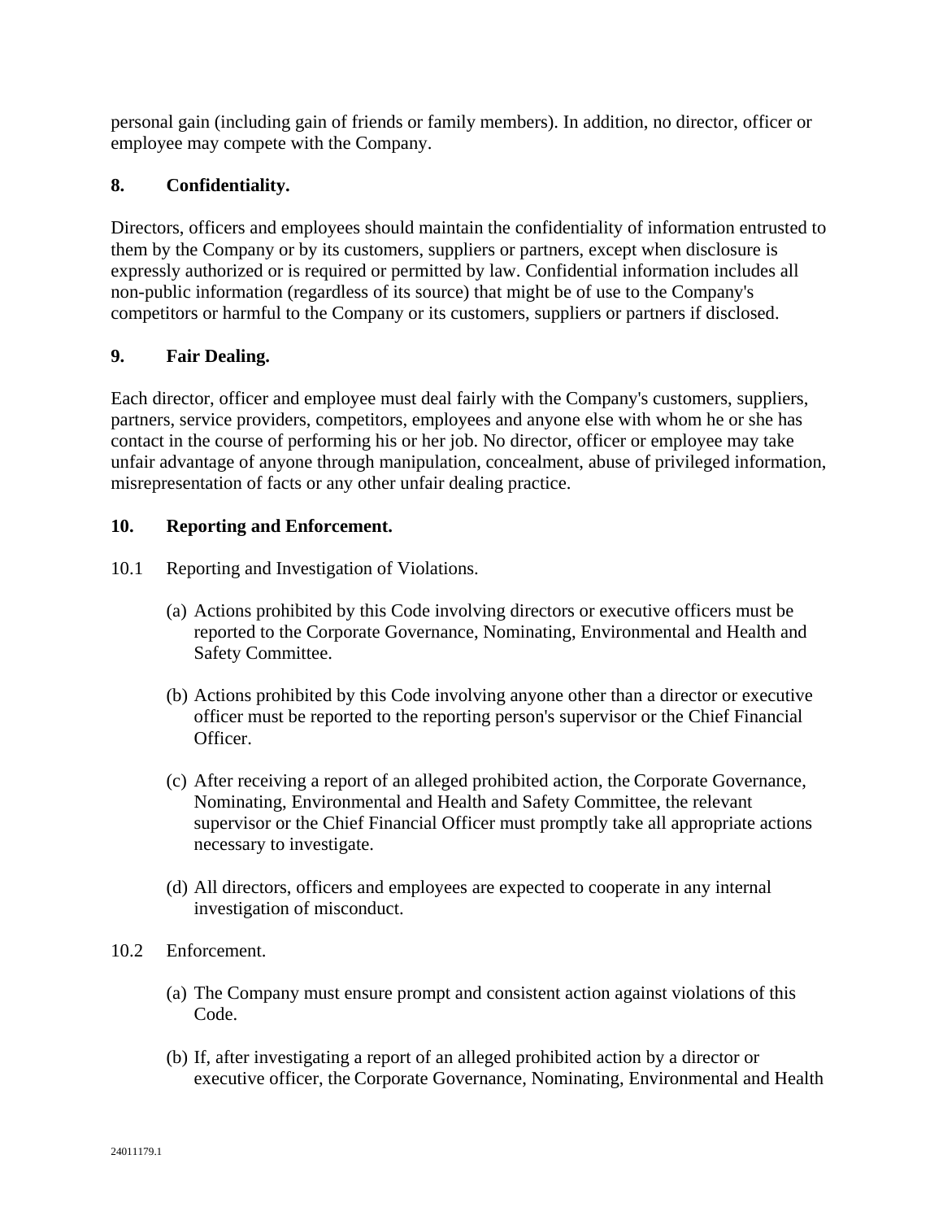personal gain (including gain of friends or family members). In addition, no director, officer or employee may compete with the Company.

**8. Confidentiality.**

Directors, officers and employees should maintain the confidentiality of information entrusted to them by the Company or by its customers, suppliers or partners, except when disclosure is expressly authorized or is required or permitted by law. Confidential information includes all non-public information (regardless of its source) that might be of use to the Company's competitors or harmful to the Company or its customers, suppliers or partners if disclosed.

**9. Fair Dealing.**

Each director, officer and employee must deal fairly with the Company's customers, suppliers, partners, service providers, competitors, employees and anyone else with whom he or she has contact in the course of performing his or her job. No director, officer or employee may take unfair advantage of anyone through manipulation, concealment, abuse of privileged information, misrepresentation of facts or any other unfair dealing practice.

**10. Reporting and Enforcement.**

10.1 Reporting and Investigation of Violations.

(a) Actions prohibited by this Code involving directors or executive officers must be reported to the Corporate Governance, Nominating, Environmental and Health and Safety Committee.

(b) Actions prohibited by this Code involving anyone other than a director or executive officer must be reported to the reporting person's supervisor or the Chief Financial Officer.

(c) After receiving a report of an alleged prohibited action, the Corporate Governance, Nominating, Environmental and Health and Safety Committee, the relevant supervisor or the Chief Financial Officer must promptly take all appropriate actions necessary to investigate.

(d) All directors, officers and employees are expected to cooperate in any internal investigation of misconduct.

10.2 Enforcement.

(a) The Company must ensure prompt and consistent action against violations of this Code.

(b) If, after investigating a report of an alleged prohibited action by a director or executive officer, the Corporate Governance, Nominating, Environmental and Health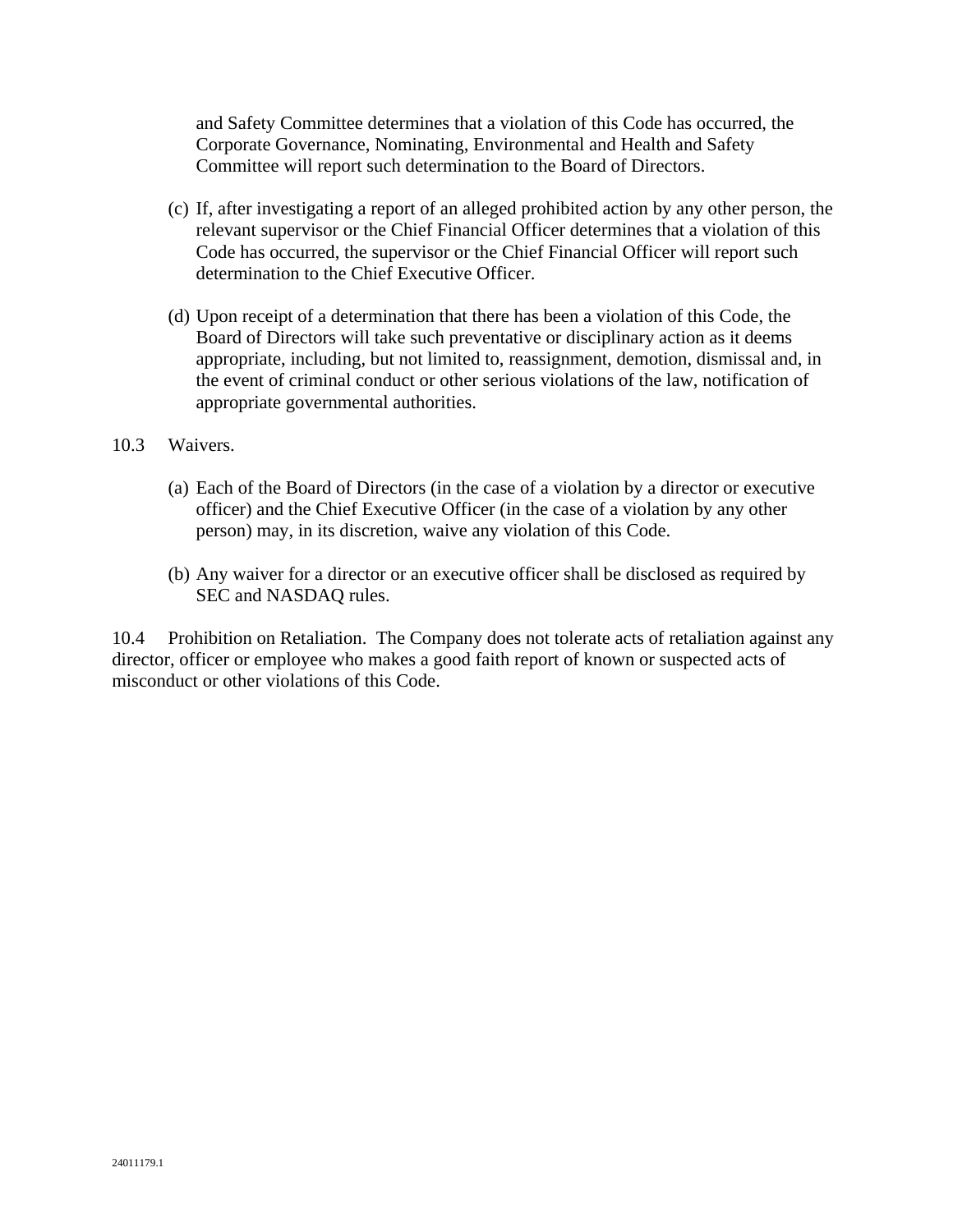and Safety Committee determines that a violation of this Code has occurred, the Corporate Governance, Nominating, Environmental and Health and Safety Committee will report such determination to the Board of Directors.

(c) If, after investigating a report of an alleged prohibited action by any other person, the relevant supervisor or the Chief Financial Officer determines that a violation of this Code has occurred, the supervisor or the Chief Financial Officer will report such determination to the Chief Executive Officer.

(d) Upon receipt of a determination that there has been a violation of this Code, the Board of Directors will take such preventative or disciplinary action as it deems appropriate, including, but not limited to, reassignment, demotion, dismissal and, in the event of criminal conduct or other serious violations of the law, notification of appropriate governmental authorities.

10.3 Waivers.

(a) Each of the Board of Directors (in the case of a violation by a director or executive officer) and the Chief Executive Officer (in the case of a violation by any other person) may, in its discretion, waive any violation of this Code.

(b) Any waiver for a director or an executive officer shall be disclosed as required by SEC and NASDAQ rules.

10.4 Prohibition on Retaliation. The Company does not tolerate acts of retaliation against any director, officer or employee who makes a good faith report of known or suspected acts of misconduct or other violations of this Code.

24011179.1